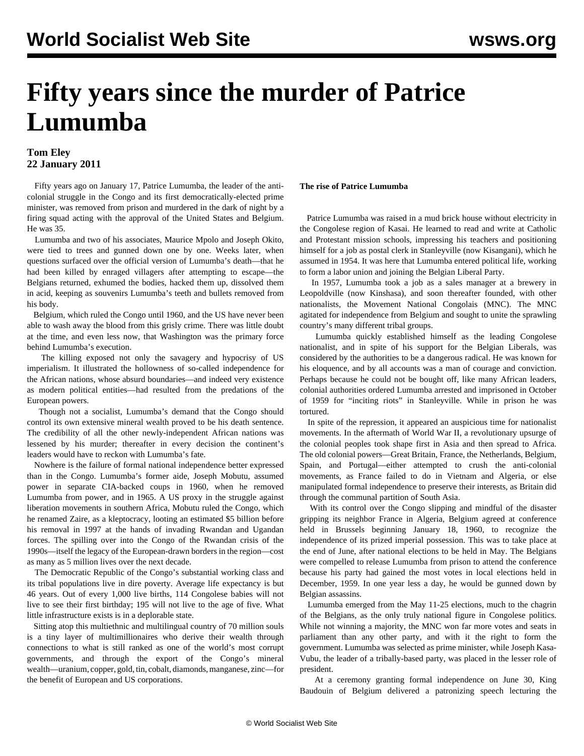# Fifty years since the murder of Patrice Lumumba

**Tom Eley**
**22 January 2011**

Fifty years ago on January 17, Patrice Lumumba, the leader of the anti-colonial struggle in the Congo and its first democratically-elected prime minister, was removed from prison and murdered in the dark of night by a firing squad acting with the approval of the United States and Belgium. He was 35.

Lumumba and two of his associates, Maurice Mpolo and Joseph Okito, were tied to trees and gunned down one by one. Weeks later, when questions surfaced over the official version of Lumumba's death—that he had been killed by enraged villagers after attempting to escape—the Belgians returned, exhumed the bodies, hacked them up, dissolved them in acid, keeping as souvenirs Lumumba's teeth and bullets removed from his body.

Belgium, which ruled the Congo until 1960, and the US have never been able to wash away the blood from this grisly crime. There was little doubt at the time, and even less now, that Washington was the primary force behind Lumumba's execution.

The killing exposed not only the savagery and hypocrisy of US imperialism. It illustrated the hollowness of so-called independence for the African nations, whose absurd boundaries—and indeed very existence as modern political entities—had resulted from the predations of the European powers.

Though not a socialist, Lumumba's demand that the Congo should control its own extensive mineral wealth proved to be his death sentence. The credibility of all the other newly-independent African nations was lessened by his murder; thereafter in every decision the continent's leaders would have to reckon with Lumumba's fate.

Nowhere is the failure of formal national independence better expressed than in the Congo. Lumumba's former aide, Joseph Mobutu, assumed power in separate CIA-backed coups in 1960, when he removed Lumumba from power, and in 1965. A US proxy in the struggle against liberation movements in southern Africa, Mobutu ruled the Congo, which he renamed Zaire, as a kleptocracy, looting an estimated $5 billion before his removal in 1997 at the hands of invading Rwandan and Ugandan forces. The spilling over into the Congo of the Rwandan crisis of the 1990s—itself the legacy of the European-drawn borders in the region—cost as many as 5 million lives over the next decade.

The Democratic Republic of the Congo's substantial working class and its tribal populations live in dire poverty. Average life expectancy is but 46 years. Out of every 1,000 live births, 114 Congolese babies will not live to see their first birthday; 195 will not live to the age of five. What little infrastructure exists is in a deplorable state.

Sitting atop this multiethnic and multilingual country of 70 million souls is a tiny layer of multimillionaires who derive their wealth through connections to what is still ranked as one of the world's most corrupt governments, and through the export of the Congo's mineral wealth—uranium, copper, gold, tin, cobalt, diamonds, manganese, zinc—for the benefit of European and US corporations.

**The rise of Patrice Lumumba**

Patrice Lumumba was raised in a mud brick house without electricity in the Congolese region of Kasai. He learned to read and write at Catholic and Protestant mission schools, impressing his teachers and positioning himself for a job as postal clerk in Stanleyville (now Kisangani), which he assumed in 1954. It was here that Lumumba entered political life, working to form a labor union and joining the Belgian Liberal Party.

In 1957, Lumumba took a job as a sales manager at a brewery in Leopoldville (now Kinshasa), and soon thereafter founded, with other nationalists, the Movement National Congolais (MNC). The MNC agitated for independence from Belgium and sought to unite the sprawling country's many different tribal groups.

Lumumba quickly established himself as the leading Congolese nationalist, and in spite of his support for the Belgian Liberals, was considered by the authorities to be a dangerous radical. He was known for his eloquence, and by all accounts was a man of courage and conviction. Perhaps because he could not be bought off, like many African leaders, colonial authorities ordered Lumumba arrested and imprisoned in October of 1959 for "inciting riots" in Stanleyville. While in prison he was tortured.

In spite of the repression, it appeared an auspicious time for nationalist movements. In the aftermath of World War II, a revolutionary upsurge of the colonial peoples took shape first in Asia and then spread to Africa. The old colonial powers—Great Britain, France, the Netherlands, Belgium, Spain, and Portugal—either attempted to crush the anti-colonial movements, as France failed to do in Vietnam and Algeria, or else manipulated formal independence to preserve their interests, as Britain did through the communal partition of South Asia.

With its control over the Congo slipping and mindful of the disaster gripping its neighbor France in Algeria, Belgium agreed at conference held in Brussels beginning January 18, 1960, to recognize the independence of its prized imperial possession. This was to take place at the end of June, after national elections to be held in May. The Belgians were compelled to release Lumumba from prison to attend the conference because his party had gained the most votes in local elections held in December, 1959. In one year less a day, he would be gunned down by Belgian assassins.

Lumumba emerged from the May 11-25 elections, much to the chagrin of the Belgians, as the only truly national figure in Congolese politics. While not winning a majority, the MNC won far more votes and seats in parliament than any other party, and with it the right to form the government. Lumumba was selected as prime minister, while Joseph Kasa-Vubu, the leader of a tribally-based party, was placed in the lesser role of president.

At a ceremony granting formal independence on June 30, King Baudouin of Belgium delivered a patronizing speech lecturing the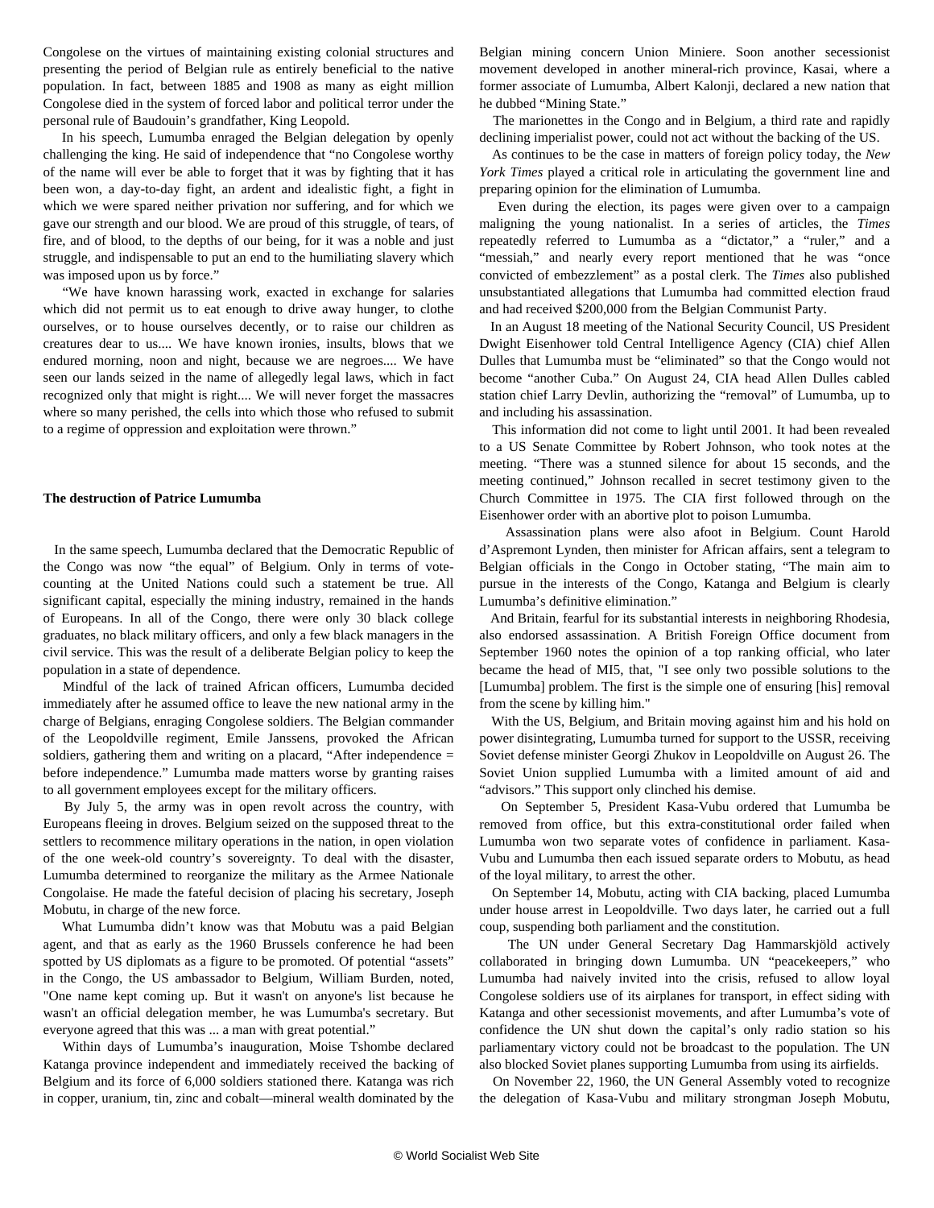Congolese on the virtues of maintaining existing colonial structures and presenting the period of Belgian rule as entirely beneficial to the native population. In fact, between 1885 and 1908 as many as eight million Congolese died in the system of forced labor and political terror under the personal rule of Baudouin's grandfather, King Leopold.

In his speech, Lumumba enraged the Belgian delegation by openly challenging the king. He said of independence that "no Congolese worthy of the name will ever be able to forget that it was by fighting that it has been won, a day-to-day fight, an ardent and idealistic fight, a fight in which we were spared neither privation nor suffering, and for which we gave our strength and our blood. We are proud of this struggle, of tears, of fire, and of blood, to the depths of our being, for it was a noble and just struggle, and indispensable to put an end to the humiliating slavery which was imposed upon us by force."

"We have known harassing work, exacted in exchange for salaries which did not permit us to eat enough to drive away hunger, to clothe ourselves, or to house ourselves decently, or to raise our children as creatures dear to us.... We have known ironies, insults, blows that we endured morning, noon and night, because we are negroes.... We have seen our lands seized in the name of allegedly legal laws, which in fact recognized only that might is right.... We will never forget the massacres where so many perished, the cells into which those who refused to submit to a regime of oppression and exploitation were thrown."

**The destruction of Patrice Lumumba**

In the same speech, Lumumba declared that the Democratic Republic of the Congo was now "the equal" of Belgium. Only in terms of vote-counting at the United Nations could such a statement be true. All significant capital, especially the mining industry, remained in the hands of Europeans. In all of the Congo, there were only 30 black college graduates, no black military officers, and only a few black managers in the civil service. This was the result of a deliberate Belgian policy to keep the population in a state of dependence.

Mindful of the lack of trained African officers, Lumumba decided immediately after he assumed office to leave the new national army in the charge of Belgians, enraging Congolese soldiers. The Belgian commander of the Leopoldville regiment, Emile Janssens, provoked the African soldiers, gathering them and writing on a placard, "After independence = before independence." Lumumba made matters worse by granting raises to all government employees except for the military officers.

By July 5, the army was in open revolt across the country, with Europeans fleeing in droves. Belgium seized on the supposed threat to the settlers to recommence military operations in the nation, in open violation of the one week-old country's sovereignty. To deal with the disaster, Lumumba determined to reorganize the military as the Armee Nationale Congolaise. He made the fateful decision of placing his secretary, Joseph Mobutu, in charge of the new force.

What Lumumba didn't know was that Mobutu was a paid Belgian agent, and that as early as the 1960 Brussels conference he had been spotted by US diplomats as a figure to be promoted. Of potential "assets" in the Congo, the US ambassador to Belgium, William Burden, noted, "One name kept coming up. But it wasn't on anyone's list because he wasn't an official delegation member, he was Lumumba's secretary. But everyone agreed that this was ... a man with great potential."

Within days of Lumumba's inauguration, Moise Tshombe declared Katanga province independent and immediately received the backing of Belgium and its force of 6,000 soldiers stationed there. Katanga was rich in copper, uranium, tin, zinc and cobalt—mineral wealth dominated by the Belgian mining concern Union Miniere. Soon another secessionist movement developed in another mineral-rich province, Kasai, where a former associate of Lumumba, Albert Kalonji, declared a new nation that he dubbed "Mining State."

The marionettes in the Congo and in Belgium, a third rate and rapidly declining imperialist power, could not act without the backing of the US.

As continues to be the case in matters of foreign policy today, the *New York Times* played a critical role in articulating the government line and preparing opinion for the elimination of Lumumba.

Even during the election, its pages were given over to a campaign maligning the young nationalist. In a series of articles, the *Times* repeatedly referred to Lumumba as a "dictator," a "ruler," and a "messiah," and nearly every report mentioned that he was "once convicted of embezzlement" as a postal clerk. The *Times* also published unsubstantiated allegations that Lumumba had committed election fraud and had received $200,000 from the Belgian Communist Party.

In an August 18 meeting of the National Security Council, US President Dwight Eisenhower told Central Intelligence Agency (CIA) chief Allen Dulles that Lumumba must be "eliminated" so that the Congo would not become "another Cuba." On August 24, CIA head Allen Dulles cabled station chief Larry Devlin, authorizing the "removal" of Lumumba, up to and including his assassination.

This information did not come to light until 2001. It had been revealed to a US Senate Committee by Robert Johnson, who took notes at the meeting. "There was a stunned silence for about 15 seconds, and the meeting continued," Johnson recalled in secret testimony given to the Church Committee in 1975. The CIA first followed through on the Eisenhower order with an abortive plot to poison Lumumba.

Assassination plans were also afoot in Belgium. Count Harold d'Aspremont Lynden, then minister for African affairs, sent a telegram to Belgian officials in the Congo in October stating, "The main aim to pursue in the interests of the Congo, Katanga and Belgium is clearly Lumumba's definitive elimination."

And Britain, fearful for its substantial interests in neighboring Rhodesia, also endorsed assassination. A British Foreign Office document from September 1960 notes the opinion of a top ranking official, who later became the head of MI5, that, "I see only two possible solutions to the [Lumumba] problem. The first is the simple one of ensuring [his] removal from the scene by killing him."

With the US, Belgium, and Britain moving against him and his hold on power disintegrating, Lumumba turned for support to the USSR, receiving Soviet defense minister Georgi Zhukov in Leopoldville on August 26. The Soviet Union supplied Lumumba with a limited amount of aid and "advisors." This support only clinched his demise.

On September 5, President Kasa-Vubu ordered that Lumumba be removed from office, but this extra-constitutional order failed when Lumumba won two separate votes of confidence in parliament. Kasa-Vubu and Lumumba then each issued separate orders to Mobutu, as head of the loyal military, to arrest the other.

On September 14, Mobutu, acting with CIA backing, placed Lumumba under house arrest in Leopoldville. Two days later, he carried out a full coup, suspending both parliament and the constitution.

The UN under General Secretary Dag Hammarskjöld actively collaborated in bringing down Lumumba. UN "peacekeepers," who Lumumba had naively invited into the crisis, refused to allow loyal Congolese soldiers use of its airplanes for transport, in effect siding with Katanga and other secessionist movements, and after Lumumba's vote of confidence the UN shut down the capital's only radio station so his parliamentary victory could not be broadcast to the population. The UN also blocked Soviet planes supporting Lumumba from using its airfields.

On November 22, 1960, the UN General Assembly voted to recognize the delegation of Kasa-Vubu and military strongman Joseph Mobutu,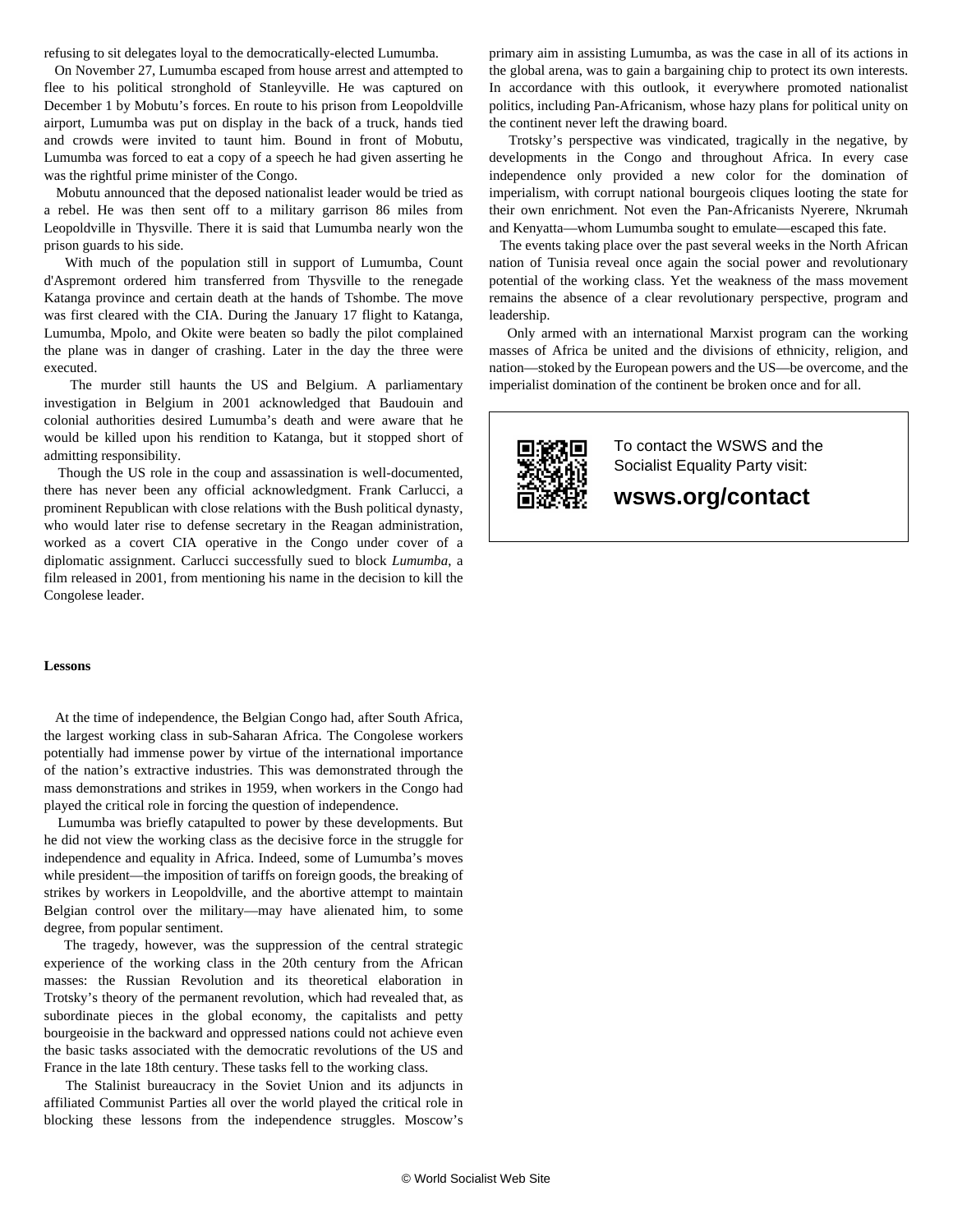refusing to sit delegates loyal to the democratically-elected Lumumba.

On November 27, Lumumba escaped from house arrest and attempted to flee to his political stronghold of Stanleyville. He was captured on December 1 by Mobutu's forces. En route to his prison from Leopoldville airport, Lumumba was put on display in the back of a truck, hands tied and crowds were invited to taunt him. Bound in front of Mobutu, Lumumba was forced to eat a copy of a speech he had given asserting he was the rightful prime minister of the Congo.

Mobutu announced that the deposed nationalist leader would be tried as a rebel. He was then sent off to a military garrison 86 miles from Leopoldville in Thysville. There it is said that Lumumba nearly won the prison guards to his side.

With much of the population still in support of Lumumba, Count d'Aspremont ordered him transferred from Thysville to the renegade Katanga province and certain death at the hands of Tshombe. The move was first cleared with the CIA. During the January 17 flight to Katanga, Lumumba, Mpolo, and Okite were beaten so badly the pilot complained the plane was in danger of crashing. Later in the day the three were executed.

The murder still haunts the US and Belgium. A parliamentary investigation in Belgium in 2001 acknowledged that Baudouin and colonial authorities desired Lumumba's death and were aware that he would be killed upon his rendition to Katanga, but it stopped short of admitting responsibility.

Though the US role in the coup and assassination is well-documented, there has never been any official acknowledgment. Frank Carlucci, a prominent Republican with close relations with the Bush political dynasty, who would later rise to defense secretary in the Reagan administration, worked as a covert CIA operative in the Congo under cover of a diplomatic assignment. Carlucci successfully sued to block *Lumumba*, a film released in 2001, from mentioning his name in the decision to kill the Congolese leader.

**Lessons**

At the time of independence, the Belgian Congo had, after South Africa, the largest working class in sub-Saharan Africa. The Congolese workers potentially had immense power by virtue of the international importance of the nation's extractive industries. This was demonstrated through the mass demonstrations and strikes in 1959, when workers in the Congo had played the critical role in forcing the question of independence.

Lumumba was briefly catapulted to power by these developments. But he did not view the working class as the decisive force in the struggle for independence and equality in Africa. Indeed, some of Lumumba's moves while president—the imposition of tariffs on foreign goods, the breaking of strikes by workers in Leopoldville, and the abortive attempt to maintain Belgian control over the military—may have alienated him, to some degree, from popular sentiment.

The tragedy, however, was the suppression of the central strategic experience of the working class in the 20th century from the African masses: the Russian Revolution and its theoretical elaboration in Trotsky's theory of the permanent revolution, which had revealed that, as subordinate pieces in the global economy, the capitalists and petty bourgeoisie in the backward and oppressed nations could not achieve even the basic tasks associated with the democratic revolutions of the US and France in the late 18th century. These tasks fell to the working class.

The Stalinist bureaucracy in the Soviet Union and its adjuncts in affiliated Communist Parties all over the world played the critical role in blocking these lessons from the independence struggles. Moscow's primary aim in assisting Lumumba, as was the case in all of its actions in the global arena, was to gain a bargaining chip to protect its own interests. In accordance with this outlook, it everywhere promoted nationalist politics, including Pan-Africanism, whose hazy plans for political unity on the continent never left the drawing board.

Trotsky's perspective was vindicated, tragically in the negative, by developments in the Congo and throughout Africa. In every case independence only provided a new color for the domination of imperialism, with corrupt national bourgeois cliques looting the state for their own enrichment. Not even the Pan-Africanists Nyerere, Nkrumah and Kenyatta—whom Lumumba sought to emulate—escaped this fate.

The events taking place over the past several weeks in the North African nation of Tunisia reveal once again the social power and revolutionary potential of the working class. Yet the weakness of the mass movement remains the absence of a clear revolutionary perspective, program and leadership.

Only armed with an international Marxist program can the working masses of Africa be united and the divisions of ethnicity, religion, and nation—stoked by the European powers and the US—be overcome, and the imperialist domination of the continent be broken once and for all.

To contact the WSWS and the Socialist Equality Party visit:

**wsws.org/contact**